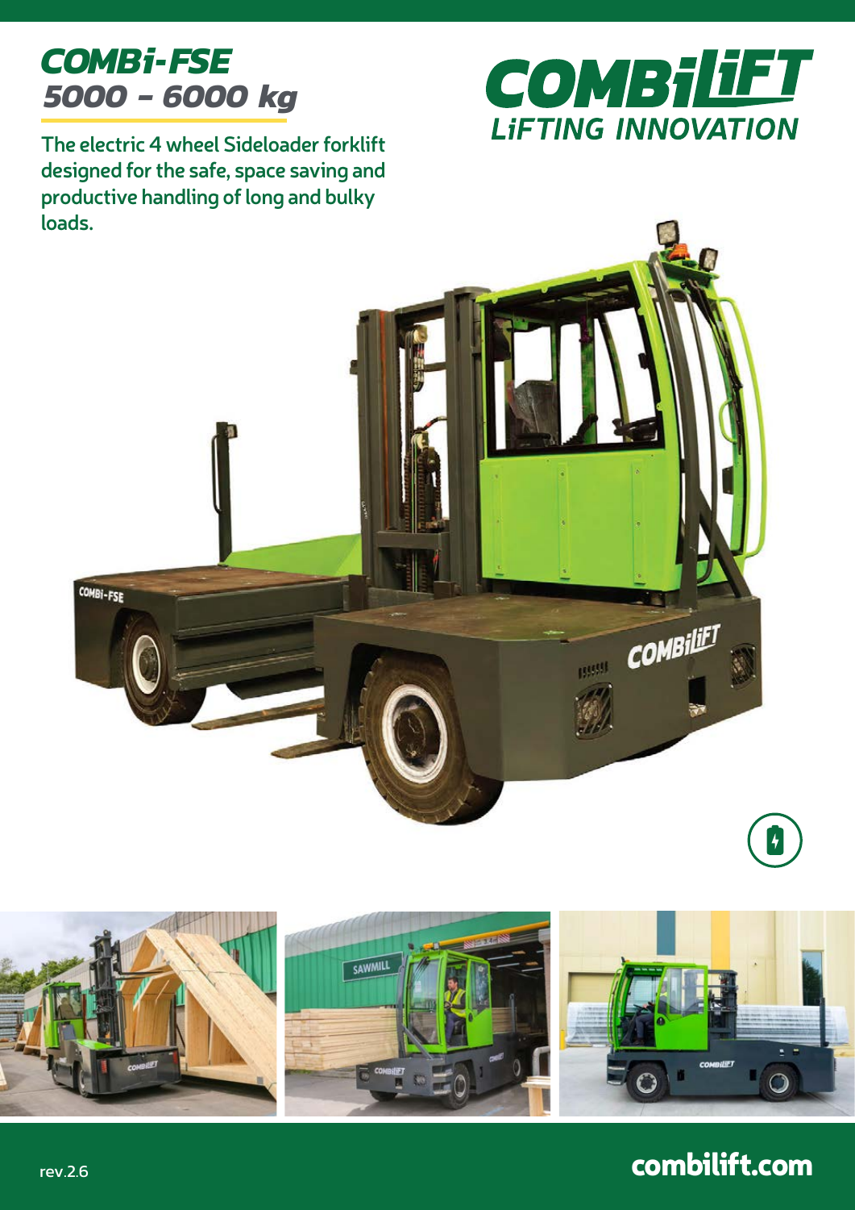# COMBi-FSE
## 5000 - 6000 kg

**The electric 4 wheel Sideloader forklift designed for the safe, space saving and productive handling of long and bulky loads.**

COMBiLiFT
LiFTING INNOVATION

rev.2.6

combilift.com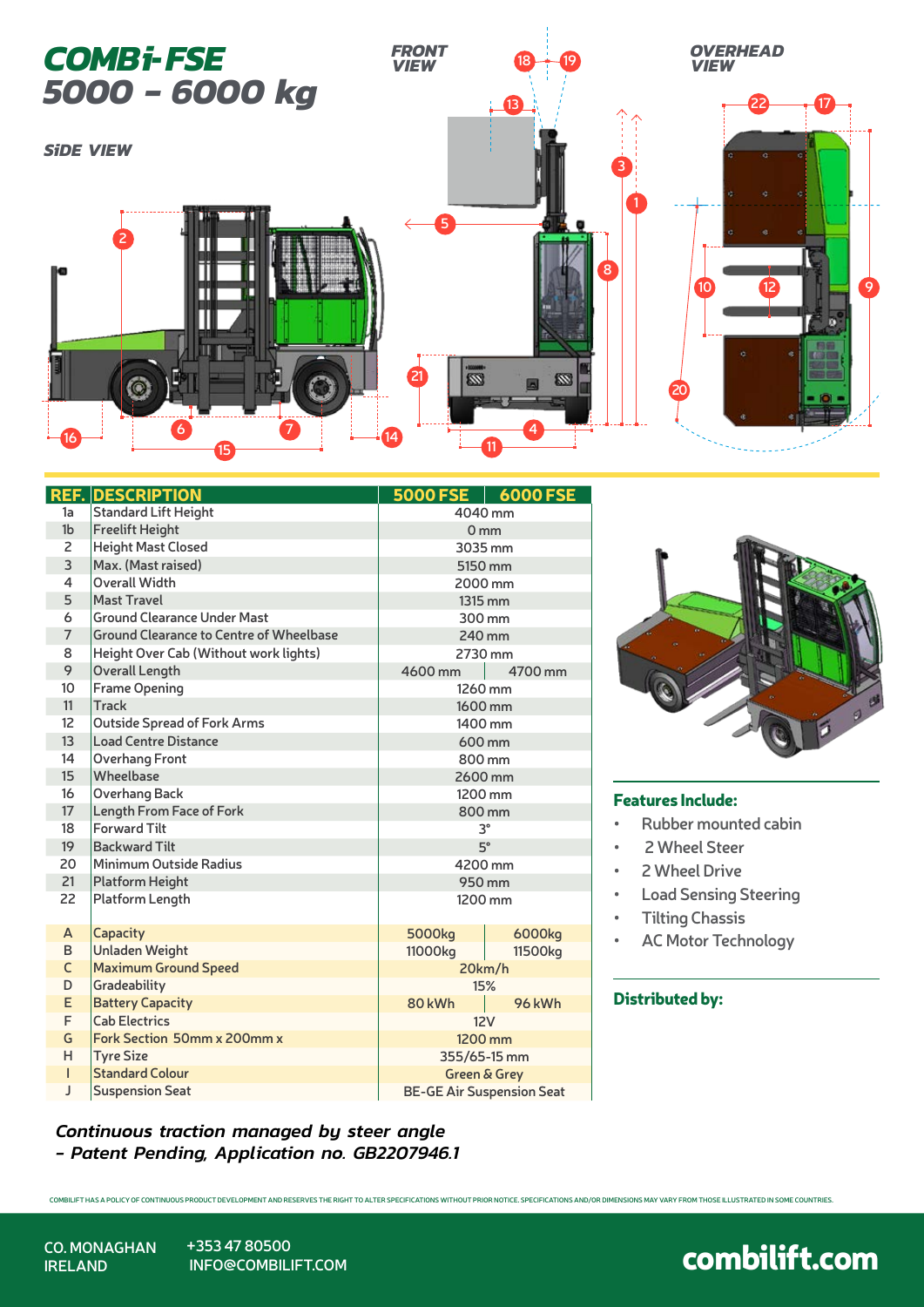# COMBi-FSE
## 5000 - 6000 kg

SiDE VIEW

FRONT VIEW

OVERHEAD VIEW

| REF. | DESCRIPTION | 5000 FSE | 6000 FSE |
|---|---|---|---|
| 1a | Standard Lift Height | 4040 mm | |
| 1b | Freelift Height | 0 mm | |
| 2 | Height Mast Closed | 3035 mm | |
| 3 | Max. (Mast raised) | 5150 mm | |
| 4 | Overall Width | 2000 mm | |
| 5 | Mast Travel | 1315 mm | |
| 6 | Ground Clearance Under Mast | 300 mm | |
| 7 | Ground Clearance to Centre of Wheelbase | 240 mm | |
| 8 | Height Over Cab (Without work lights) | 2730 mm | |
| 9 | Overall Length | 4600 mm | 4700 mm |
| 10 | Frame Opening | 1260 mm | |
| 11 | Track | 1600 mm | |
| 12 | Outside Spread of Fork Arms | 1400 mm | |
| 13 | Load Centre Distance | 600 mm | |
| 14 | Overhang Front | 800 mm | |
| 15 | Wheelbase | 2600 mm | |
| 16 | Overhang Back | 1200 mm | |
| 17 | Length From Face of Fork | 800 mm | |
| 18 | Forward Tilt | 3° | |
| 19 | Backward Tilt | 5° | |
| 20 | Minimum Outside Radius | 4200 mm | |
| 21 | Platform Height | 950 mm | |
| 22 | Platform Length | 1200 mm | |
| A | Capacity | 5000kg | 6000kg |
| B | Unladen Weight | 11000kg | 11500kg |
| C | Maximum Ground Speed | 20km/h | |
| D | Gradeability | 15% | |
| E | Battery Capacity | 80 kWh | 96 kWh |
| F | Cab Electrics | 12V | |
| G | Fork Section 50mm x 200mm x | 1200 mm | |
| H | Tyre Size | 355/65-15 mm | |
| I | Standard Colour | Green & Grey | |
| J | Suspension Seat | BE-GE Air Suspension Seat | |

**Features Include:**

- Rubber mounted cabin
- 2 Wheel Steer
- 2 Wheel Drive
- Load Sensing Steering
- Tilting Chassis
- AC Motor Technology

**Distributed by:**

***Continuous traction managed by steer angle***
***- Patent Pending, Application no. GB2207946.1***

COMBILIFT HAS A POLICY OF CONTINUOUS PRODUCT DEVELOPMENT AND RESERVES THE RIGHT TO ALTER SPECIFICATIONS WITHOUT PRIOR NOTICE. SPECIFICATIONS AND/OR DIMENSIONS MAY VARY FROM THOSE ILLUSTRATED IN SOME COUNTRIES.

CO. MONAGHAN
IRELAND

+353 47 80500
INFO@COMBILIFT.COM

combilift.com